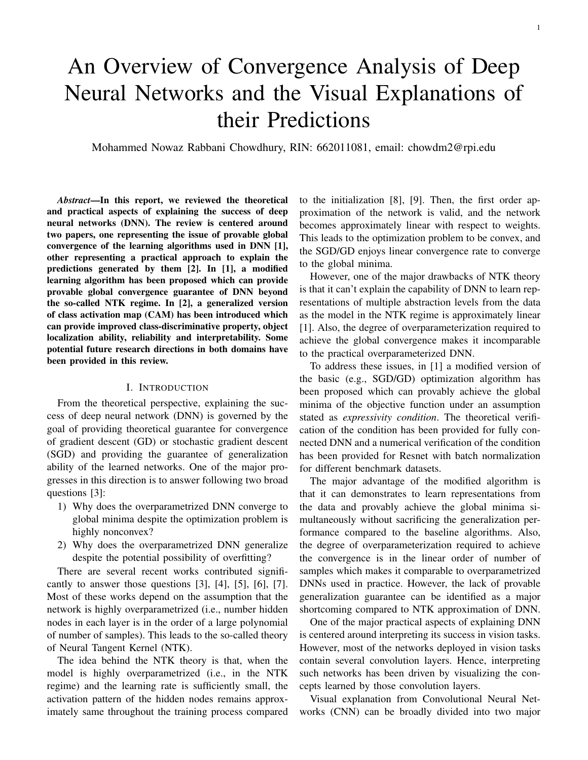# An Overview of Convergence Analysis of Deep Neural Networks and the Visual Explanations of their Predictions

Mohammed Nowaz Rabbani Chowdhury, RIN: 662011081, email: chowdm2@rpi.edu

***Abstract*—In this report, we reviewed the theoretical and practical aspects of explaining the success of deep neural networks (DNN). The review is centered around two papers, one representing the issue of provable global convergence of the learning algorithms used in DNN [1], other representing a practical approach to explain the predictions generated by them [2]. In [1], a modified learning algorithm has been proposed which can provide provable global convergence guarantee of DNN beyond the so-called NTK regime. In [2], a generalized version of class activation map (CAM) has been introduced which can provide improved class-discriminative property, object localization ability, reliability and interpretability. Some potential future research directions in both domains have been provided in this review.**

## I. Introduction

From the theoretical perspective, explaining the success of deep neural network (DNN) is governed by the goal of providing theoretical guarantee for convergence of gradient descent (GD) or stochastic gradient descent (SGD) and providing the guarantee of generalization ability of the learned networks. One of the major progresses in this direction is to answer following two broad questions [3]:

1) Why does the overparametrized DNN converge to global minima despite the optimization problem is highly nonconvex?
2) Why does the overparametrized DNN generalize despite the potential possibility of overfitting?

There are several recent works contributed significantly to answer those questions [3], [4], [5], [6], [7]. Most of these works depend on the assumption that the network is highly overparametrized (i.e., number hidden nodes in each layer is in the order of a large polynomial of number of samples). This leads to the so-called theory of Neural Tangent Kernel (NTK).

The idea behind the NTK theory is that, when the model is highly overparametrized (i.e., in the NTK regime) and the learning rate is sufficiently small, the activation pattern of the hidden nodes remains approximately same throughout the training process compared to the initialization [8], [9]. Then, the first order approximation of the network is valid, and the network becomes approximately linear with respect to weights. This leads to the optimization problem to be convex, and the SGD/GD enjoys linear convergence rate to converge to the global minima.

However, one of the major drawbacks of NTK theory is that it can't explain the capability of DNN to learn representations of multiple abstraction levels from the data as the model in the NTK regime is approximately linear [1]. Also, the degree of overparameterization required to achieve the global convergence makes it incomparable to the practical overparameterized DNN.

To address these issues, in [1] a modified version of the basic (e.g., SGD/GD) optimization algorithm has been proposed which can provably achieve the global minima of the objective function under an assumption stated as *expressivity condition*. The theoretical verification of the condition has been provided for fully connected DNN and a numerical verification of the condition has been provided for Resnet with batch normalization for different benchmark datasets.

The major advantage of the modified algorithm is that it can demonstrates to learn representations from the data and provably achieve the global minima simultaneously without sacrificing the generalization performance compared to the baseline algorithms. Also, the degree of overparameterization required to achieve the convergence is in the linear order of number of samples which makes it comparable to overparametrized DNNs used in practice. However, the lack of provable generalization guarantee can be identified as a major shortcoming compared to NTK approximation of DNN.

One of the major practical aspects of explaining DNN is centered around interpreting its success in vision tasks. However, most of the networks deployed in vision tasks contain several convolution layers. Hence, interpreting such networks has been driven by visualizing the concepts learned by those convolution layers.

Visual explanation from Convolutional Neural Networks (CNN) can be broadly divided into two major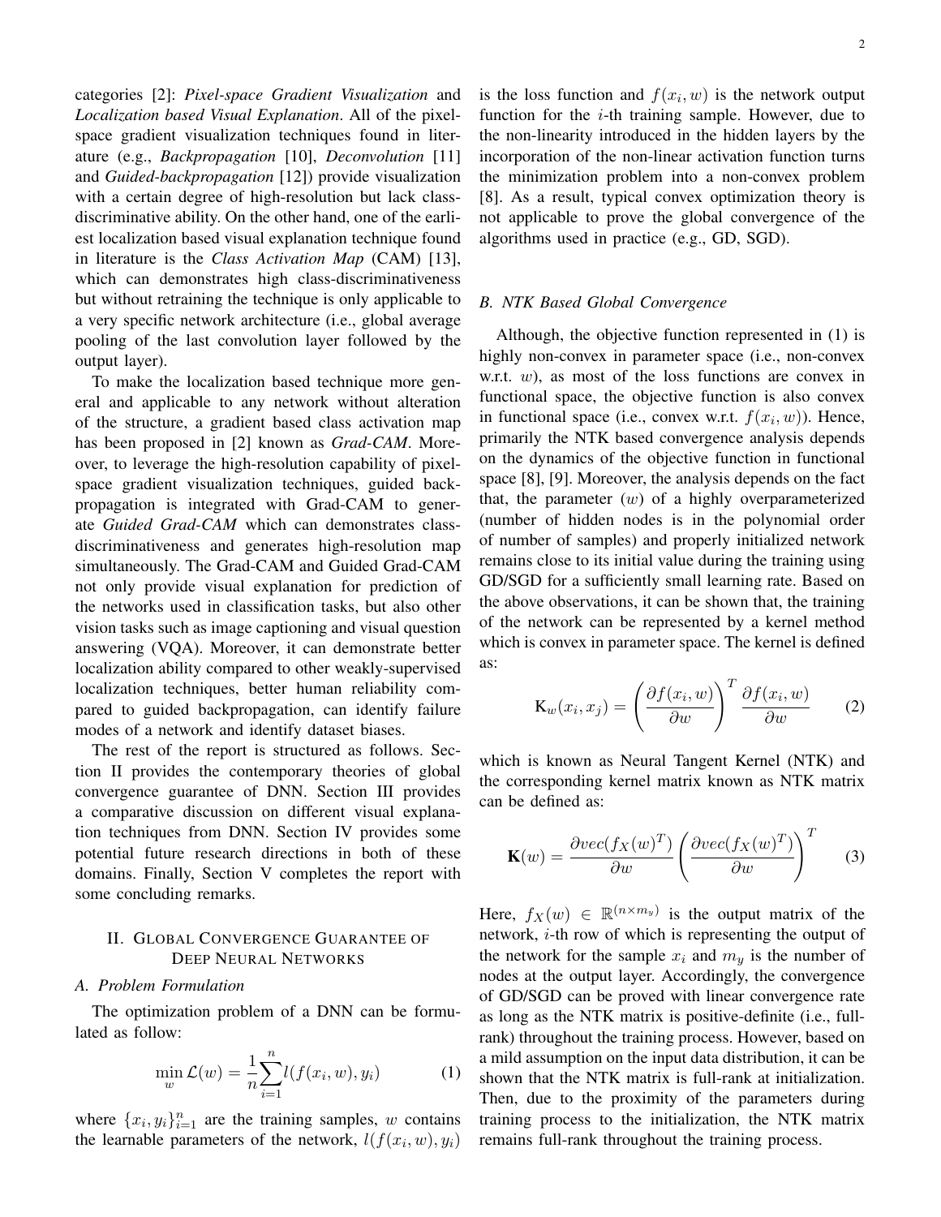categories [2]: *Pixel-space Gradient Visualization* and *Localization based Visual Explanation*. All of the pixel-space gradient visualization techniques found in literature (e.g., *Backpropagation* [10], *Deconvolution* [11] and *Guided-backpropagation* [12]) provide visualization with a certain degree of high-resolution but lack class-discriminative ability. On the other hand, one of the earliest localization based visual explanation technique found in literature is the *Class Activation Map* (CAM) [13], which can demonstrates high class-discriminativeness but without retraining the technique is only applicable to a very specific network architecture (i.e., global average pooling of the last convolution layer followed by the output layer).

To make the localization based technique more general and applicable to any network without alteration of the structure, a gradient based class activation map has been proposed in [2] known as *Grad-CAM*. Moreover, to leverage the high-resolution capability of pixel-space gradient visualization techniques, guided backpropagation is integrated with Grad-CAM to generate *Guided Grad-CAM* which can demonstrates class-discriminativeness and generates high-resolution map simultaneously. The Grad-CAM and Guided Grad-CAM not only provide visual explanation for prediction of the networks used in classification tasks, but also other vision tasks such as image captioning and visual question answering (VQA). Moreover, it can demonstrate better localization ability compared to other weakly-supervised localization techniques, better human reliability compared to guided backpropagation, can identify failure modes of a network and identify dataset biases.

The rest of the report is structured as follows. Section II provides the contemporary theories of global convergence guarantee of DNN. Section III provides a comparative discussion on different visual explanation techniques from DNN. Section IV provides some potential future research directions in both of these domains. Finally, Section V completes the report with some concluding remarks.

## II. Global Convergence Guarantee of Deep Neural Networks

### A. Problem Formulation

The optimization problem of a DNN can be formulated as follow:

$$\min_{w} \mathcal{L}(w) = \frac{1}{n}\sum_{i=1}^{n} l(f(x_i, w), y_i) \quad (1)$$

where $\{x_i, y_i\}_{i=1}^{n}$ are the training samples, $w$ contains the learnable parameters of the network, $l(f(x_i, w), y_i)$ is the loss function and $f(x_i, w)$ is the network output function for the $i$-th training sample. However, due to the non-linearity introduced in the hidden layers by the incorporation of the non-linear activation function turns the minimization problem into a non-convex problem [8]. As a result, typical convex optimization theory is not applicable to prove the global convergence of the algorithms used in practice (e.g., GD, SGD).

### B. NTK Based Global Convergence

Although, the objective function represented in (1) is highly non-convex in parameter space (i.e., non-convex w.r.t. $w$), as most of the loss functions are convex in functional space, the objective function is also convex in functional space (i.e., convex w.r.t. $f(x_i, w)$). Hence, primarily the NTK based convergence analysis depends on the dynamics of the objective function in functional space [8], [9]. Moreover, the analysis depends on the fact that, the parameter $(w)$ of a highly overparameterized (number of hidden nodes is in the polynomial order of number of samples) and properly initialized network remains close to its initial value during the training using GD/SGD for a sufficiently small learning rate. Based on the above observations, it can be shown that, the training of the network can be represented by a kernel method which is convex in parameter space. The kernel is defined as:

$$\mathrm{K}_w(x_i, x_j) = \left(\frac{\partial f(x_i, w)}{\partial w}\right)^T \frac{\partial f(x_i, w)}{\partial w} \quad (2)$$

which is known as Neural Tangent Kernel (NTK) and the corresponding kernel matrix known as NTK matrix can be defined as:

$$\mathbf{K}(w) = \frac{\partial vec(f_X(w)^T)}{\partial w} \left(\frac{\partial vec(f_X(w)^T)}{\partial w}\right)^T \quad (3)$$

Here, $f_X(w) \in \mathbb{R}^{(n \times m_y)}$ is the output matrix of the network, $i$-th row of which is representing the output of the network for the sample $x_i$ and $m_y$ is the number of nodes at the output layer. Accordingly, the convergence of GD/SGD can be proved with linear convergence rate as long as the NTK matrix is positive-definite (i.e., full-rank) throughout the training process. However, based on a mild assumption on the input data distribution, it can be shown that the NTK matrix is full-rank at initialization. Then, due to the proximity of the parameters during training process to the initialization, the NTK matrix remains full-rank throughout the training process.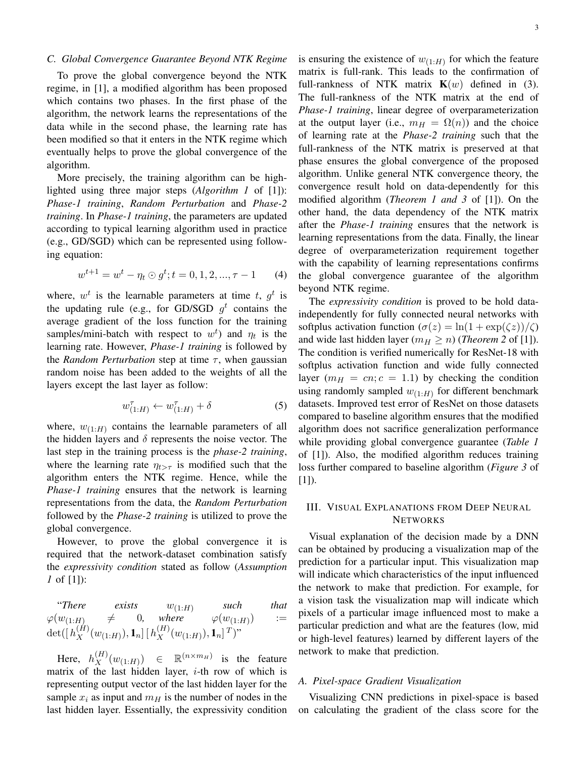### C. Global Convergence Guarantee Beyond NTK Regime

To prove the global convergence beyond the NTK regime, in [1], a modified algorithm has been proposed which contains two phases. In the first phase of the algorithm, the network learns the representations of the data while in the second phase, the learning rate has been modified so that it enters in the NTK regime which eventually helps to prove the global convergence of the algorithm.

More precisely, the training algorithm can be highlighted using three major steps (*Algorithm 1* of [1]): *Phase-1 training*, *Random Perturbation* and *Phase-2 training*. In *Phase-1 training*, the parameters are updated according to typical learning algorithm used in practice (e.g., GD/SGD) which can be represented using following equation:

$$w^{t+1} = w^t - \eta_t \odot g^t; t = 0, 1, 2, ..., \tau - 1 \qquad (4)$$

where, $w^t$ is the learnable parameters at time $t$, $g^t$ is the updating rule (e.g., for GD/SGD $g^t$ contains the average gradient of the loss function for the training samples/mini-batch with respect to $w^t$) and $\eta_t$ is the learning rate. However, *Phase-1 training* is followed by the *Random Perturbation* step at time $\tau$, when gaussian random noise has been added to the weights of all the layers except the last layer as follow:

$$w^{\tau}_{(1:H)} \leftarrow w^{\tau}_{(1:H)} + \delta \qquad (5)$$

where, $w_{(1:H)}$ contains the learnable parameters of all the hidden layers and $\delta$ represents the noise vector. The last step in the training process is the *phase-2 training*, where the learning rate $\eta_{t>\tau}$ is modified such that the algorithm enters the NTK regime. Hence, while the *Phase-1 training* ensures that the network is learning representations from the data, the *Random Perturbation* followed by the *Phase-2 training* is utilized to prove the global convergence.

However, to prove the global convergence it is required that the network-dataset combination satisfy the *expressivity condition* stated as follow (*Assumption 1* of [1]):

"*There exists* $w_{(1:H)}$ *such that* $\varphi(w_{(1:H)}) \neq 0$*, where* $\varphi(w_{(1:H)}) := \det([h^{(H)}_X(w_{(1:H)}), \mathbf{1}_n]\,[h^{(H)}_X(w_{(1:H)}), \mathbf{1}_n]^T)$"

Here, $h^{(H)}_X(w_{(1:H)}) \in \mathbb{R}^{(n \times m_H)}$ is the feature matrix of the last hidden layer, $i$-th row of which is representing output vector of the last hidden layer for the sample $x_i$ as input and $m_H$ is the number of nodes in the last hidden layer. Essentially, the expressivity condition is ensuring the existence of $w_{(1:H)}$ for which the feature matrix is full-rank. This leads to the confirmation of full-rankness of NTK matrix $\mathbf{K}(w)$ defined in (3). The full-rankness of the NTK matrix at the end of *Phase-1 training*, linear degree of overparameterization at the output layer (i.e., $m_H = \Omega(n)$) and the choice of learning rate at the *Phase-2 training* such that the full-rankness of the NTK matrix is preserved at that phase ensures the global convergence of the proposed algorithm. Unlike general NTK convergence theory, the convergence result hold on data-dependently for this modified algorithm (*Theorem 1 and 3* of [1]). On the other hand, the data dependency of the NTK matrix after the *Phase-1 training* ensures that the network is learning representations from the data. Finally, the linear degree of overparameterization requirement together with the capability of learning representations confirms the global convergence guarantee of the algorithm beyond NTK regime.

The *expressivity condition* is proved to be hold data-independently for fully connected neural networks with softplus activation function ($\sigma(z) = \ln(1 + \exp(\zeta z))/\zeta$) and wide last hidden layer ($m_H \geq n$) (*Theorem 2* of [1]). The condition is verified numerically for ResNet-18 with softplus activation function and wide fully connected layer ($m_H = cn; c = 1.1$) by checking the condition using randomly sampled $w_{(1:H)}$ for different benchmark datasets. Improved test error of ResNet on those datasets compared to baseline algorithm ensures that the modified algorithm does not sacrifice generalization performance while providing global convergence guarantee (*Table 1* of [1]). Also, the modified algorithm reduces training loss further compared to baseline algorithm (*Figure 3* of [1]).

## III. Visual Explanations from Deep Neural Networks

Visual explanation of the decision made by a DNN can be obtained by producing a visualization map of the prediction for a particular input. This visualization map will indicate which characteristics of the input influenced the network to make that prediction. For example, for a vision task the visualization map will indicate which pixels of a particular image influenced most to make a particular prediction and what are the features (low, mid or high-level features) learned by different layers of the network to make that prediction.

### A. Pixel-space Gradient Visualization

Visualizing CNN predictions in pixel-space is based on calculating the gradient of the class score for the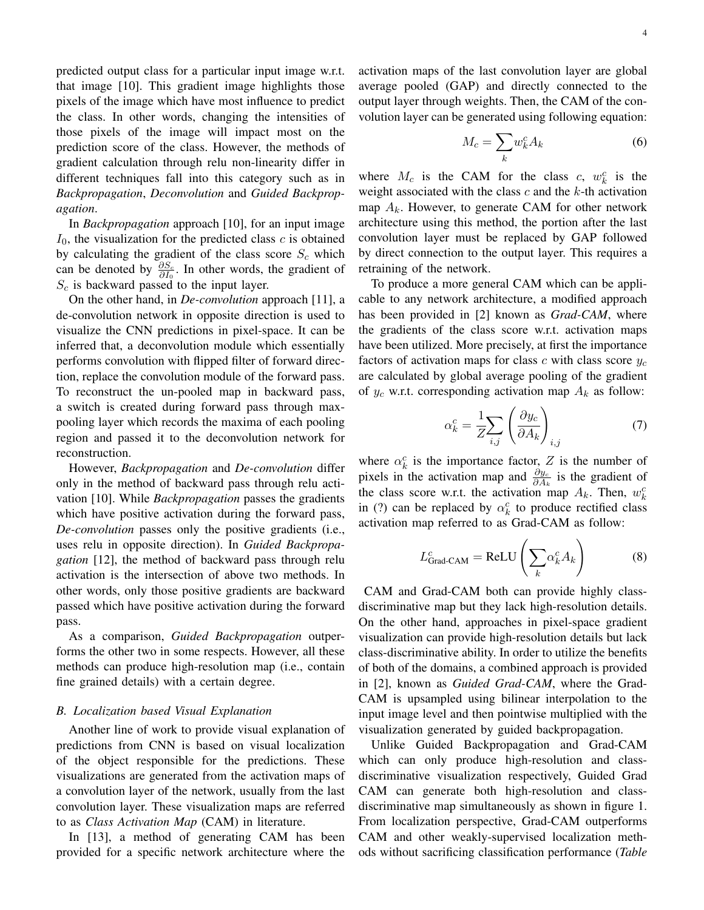predicted output class for a particular input image w.r.t. that image [10]. This gradient image highlights those pixels of the image which have most influence to predict the class. In other words, changing the intensities of those pixels of the image will impact most on the prediction score of the class. However, the methods of gradient calculation through relu non-linearity differ in different techniques fall into this category such as in *Backpropagation*, *Deconvolution* and *Guided Backpropagation*.

In *Backpropagation* approach [10], for an input image $I_0$, the visualization for the predicted class $c$ is obtained by calculating the gradient of the class score $S_c$ which can be denoted by $\frac{\partial S_c}{\partial I_0}$. In other words, the gradient of $S_c$ is backward passed to the input layer.

On the other hand, in *De-convolution* approach [11], a de-convolution network in opposite direction is used to visualize the CNN predictions in pixel-space. It can be inferred that, a deconvolution module which essentially performs convolution with flipped filter of forward direction, replace the convolution module of the forward pass. To reconstruct the un-pooled map in backward pass, a switch is created during forward pass through max-pooling layer which records the maxima of each pooling region and passed it to the deconvolution network for reconstruction.

However, *Backpropagation* and *De-convolution* differ only in the method of backward pass through relu activation [10]. While *Backpropagation* passes the gradients which have positive activation during the forward pass, *De-convolution* passes only the positive gradients (i.e., uses relu in opposite direction). In *Guided Backpropagation* [12], the method of backward pass through relu activation is the intersection of above two methods. In other words, only those positive gradients are backward passed which have positive activation during the forward pass.

As a comparison, *Guided Backpropagation* outperforms the other two in some respects. However, all these methods can produce high-resolution map (i.e., contain fine grained details) with a certain degree.

### B. Localization based Visual Explanation

Another line of work to provide visual explanation of predictions from CNN is based on visual localization of the object responsible for the predictions. These visualizations are generated from the activation maps of a convolution layer of the network, usually from the last convolution layer. These visualization maps are referred to as *Class Activation Map* (CAM) in literature.

In [13], a method of generating CAM has been provided for a specific network architecture where the activation maps of the last convolution layer are global average pooled (GAP) and directly connected to the output layer through weights. Then, the CAM of the convolution layer can be generated using following equation:

$$M_c = \sum_k w_k^c A_k \tag{6}$$

where $M_c$ is the CAM for the class $c$, $w_k^c$ is the weight associated with the class $c$ and the $k$-th activation map $A_k$. However, to generate CAM for other network architecture using this method, the portion after the last convolution layer must be replaced by GAP followed by direct connection to the output layer. This requires a retraining of the network.

To produce a more general CAM which can be applicable to any network architecture, a modified approach has been provided in [2] known as *Grad-CAM*, where the gradients of the class score w.r.t. activation maps have been utilized. More precisely, at first the importance factors of activation maps for class $c$ with class score $y_c$ are calculated by global average pooling of the gradient of $y_c$ w.r.t. corresponding activation map $A_k$ as follow:

$$\alpha_k^c = \frac{1}{Z} \sum_{i,j} \left( \frac{\partial y_c}{\partial A_k} \right)_{i,j} \tag{7}$$

where $\alpha_k^c$ is the importance factor, $Z$ is the number of pixels in the activation map and $\frac{\partial y_c}{\partial A_k}$ is the gradient of the class score w.r.t. the activation map $A_k$. Then, $w_k^c$ in (?) can be replaced by $\alpha_k^c$ to produce rectified class activation map referred to as Grad-CAM as follow:

$$L^c_{\text{Grad-CAM}} = \text{ReLU} \left( \sum_k \alpha_k^c A_k \right) \tag{8}$$

CAM and Grad-CAM both can provide highly class-discriminative map but they lack high-resolution details. On the other hand, approaches in pixel-space gradient visualization can provide high-resolution details but lack class-discriminative ability. In order to utilize the benefits of both of the domains, a combined approach is provided in [2], known as *Guided Grad-CAM*, where the Grad-CAM is upsampled using bilinear interpolation to the input image level and then pointwise multiplied with the visualization generated by guided backpropagation.

Unlike Guided Backpropagation and Grad-CAM which can only produce high-resolution and class-discriminative visualization respectively, Guided Grad CAM can generate both high-resolution and class-discriminative map simultaneously as shown in figure 1. From localization perspective, Grad-CAM outperforms CAM and other weakly-supervised localization methods without sacrificing classification performance (*Table*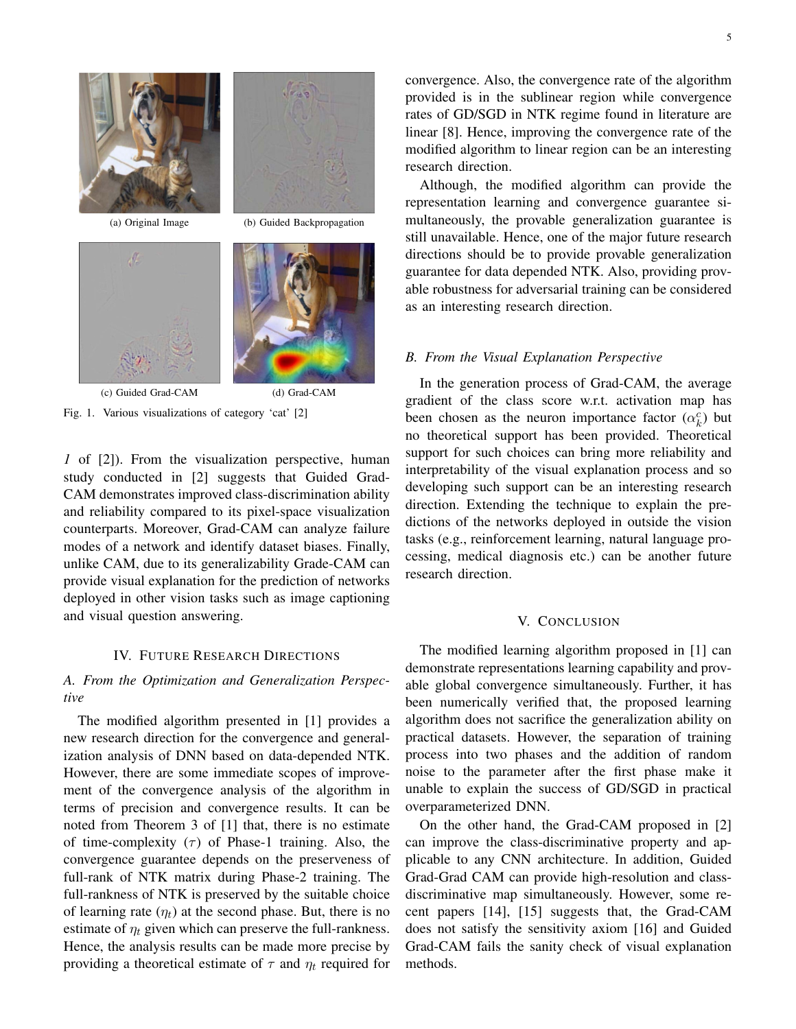(a) Original Image

(b) Guided Backpropagation

(c) Guided Grad-CAM

(d) Grad-CAM

Fig. 1. Various visualizations of category 'cat' [2]

*1* of [2]). From the visualization perspective, human study conducted in [2] suggests that Guided Grad-CAM demonstrates improved class-discrimination ability and reliability compared to its pixel-space visualization counterparts. Moreover, Grad-CAM can analyze failure modes of a network and identify dataset biases. Finally, unlike CAM, due to its generalizability Grade-CAM can provide visual explanation for the prediction of networks deployed in other vision tasks such as image captioning and visual question answering.

## IV. Future Research Directions

### A. From the Optimization and Generalization Perspective

The modified algorithm presented in [1] provides a new research direction for the convergence and generalization analysis of DNN based on data-depended NTK. However, there are some immediate scopes of improvement of the convergence analysis of the algorithm in terms of precision and convergence results. It can be noted from Theorem 3 of [1] that, there is no estimate of time-complexity ($\tau$) of Phase-1 training. Also, the convergence guarantee depends on the preserveness of full-rank of NTK matrix during Phase-2 training. The full-rankness of NTK is preserved by the suitable choice of learning rate ($\eta_t$) at the second phase. But, there is no estimate of $\eta_t$ given which can preserve the full-rankness. Hence, the analysis results can be made more precise by providing a theoretical estimate of $\tau$ and $\eta_t$ required for convergence. Also, the convergence rate of the algorithm provided is in the sublinear region while convergence rates of GD/SGD in NTK regime found in literature are linear [8]. Hence, improving the convergence rate of the modified algorithm to linear region can be an interesting research direction.

Although, the modified algorithm can provide the representation learning and convergence guarantee simultaneously, the provable generalization guarantee is still unavailable. Hence, one of the major future research directions should be to provide provable generalization guarantee for data depended NTK. Also, providing provable robustness for adversarial training can be considered as an interesting research direction.

### B. From the Visual Explanation Perspective

In the generation process of Grad-CAM, the average gradient of the class score w.r.t. activation map has been chosen as the neuron importance factor ($\alpha_k^c$) but no theoretical support has been provided. Theoretical support for such choices can bring more reliability and interpretability of the visual explanation process and so developing such support can be an interesting research direction. Extending the technique to explain the predictions of the networks deployed in outside the vision tasks (e.g., reinforcement learning, natural language processing, medical diagnosis etc.) can be another future research direction.

## V. Conclusion

The modified learning algorithm proposed in [1] can demonstrate representations learning capability and provable global convergence simultaneously. Further, it has been numerically verified that, the proposed learning algorithm does not sacrifice the generalization ability on practical datasets. However, the separation of training process into two phases and the addition of random noise to the parameter after the first phase make it unable to explain the success of GD/SGD in practical overparameterized DNN.

On the other hand, the Grad-CAM proposed in [2] can improve the class-discriminative property and applicable to any CNN architecture. In addition, Guided Grad-Grad CAM can provide high-resolution and class-discriminative map simultaneously. However, some recent papers [14], [15] suggests that, the Grad-CAM does not satisfy the sensitivity axiom [16] and Guided Grad-CAM fails the sanity check of visual explanation methods.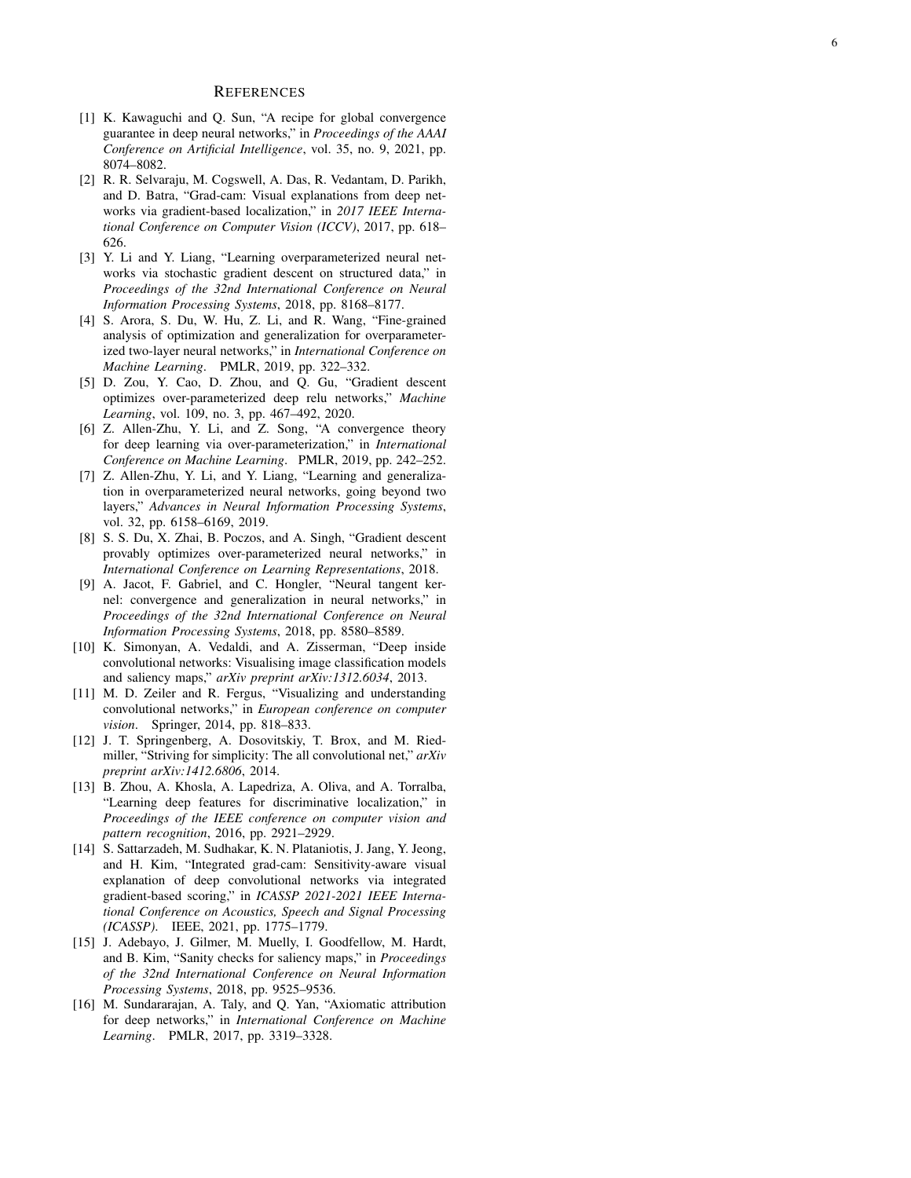# References

[1] K. Kawaguchi and Q. Sun, "A recipe for global convergence guarantee in deep neural networks," in *Proceedings of the AAAI Conference on Artificial Intelligence*, vol. 35, no. 9, 2021, pp. 8074–8082.

[2] R. R. Selvaraju, M. Cogswell, A. Das, R. Vedantam, D. Parikh, and D. Batra, "Grad-cam: Visual explanations from deep networks via gradient-based localization," in *2017 IEEE International Conference on Computer Vision (ICCV)*, 2017, pp. 618–626.

[3] Y. Li and Y. Liang, "Learning overparameterized neural networks via stochastic gradient descent on structured data," in *Proceedings of the 32nd International Conference on Neural Information Processing Systems*, 2018, pp. 8168–8177.

[4] S. Arora, S. Du, W. Hu, Z. Li, and R. Wang, "Fine-grained analysis of optimization and generalization for overparameterized two-layer neural networks," in *International Conference on Machine Learning*. PMLR, 2019, pp. 322–332.

[5] D. Zou, Y. Cao, D. Zhou, and Q. Gu, "Gradient descent optimizes over-parameterized deep relu networks," *Machine Learning*, vol. 109, no. 3, pp. 467–492, 2020.

[6] Z. Allen-Zhu, Y. Li, and Z. Song, "A convergence theory for deep learning via over-parameterization," in *International Conference on Machine Learning*. PMLR, 2019, pp. 242–252.

[7] Z. Allen-Zhu, Y. Li, and Y. Liang, "Learning and generalization in overparameterized neural networks, going beyond two layers," *Advances in Neural Information Processing Systems*, vol. 32, pp. 6158–6169, 2019.

[8] S. S. Du, X. Zhai, B. Poczos, and A. Singh, "Gradient descent provably optimizes over-parameterized neural networks," in *International Conference on Learning Representations*, 2018.

[9] A. Jacot, F. Gabriel, and C. Hongler, "Neural tangent kernel: convergence and generalization in neural networks," in *Proceedings of the 32nd International Conference on Neural Information Processing Systems*, 2018, pp. 8580–8589.

[10] K. Simonyan, A. Vedaldi, and A. Zisserman, "Deep inside convolutional networks: Visualising image classification models and saliency maps," *arXiv preprint arXiv:1312.6034*, 2013.

[11] M. D. Zeiler and R. Fergus, "Visualizing and understanding convolutional networks," in *European conference on computer vision*. Springer, 2014, pp. 818–833.

[12] J. T. Springenberg, A. Dosovitskiy, T. Brox, and M. Riedmiller, "Striving for simplicity: The all convolutional net," *arXiv preprint arXiv:1412.6806*, 2014.

[13] B. Zhou, A. Khosla, A. Lapedriza, A. Oliva, and A. Torralba, "Learning deep features for discriminative localization," in *Proceedings of the IEEE conference on computer vision and pattern recognition*, 2016, pp. 2921–2929.

[14] S. Sattarzadeh, M. Sudhakar, K. N. Plataniotis, J. Jang, Y. Jeong, and H. Kim, "Integrated grad-cam: Sensitivity-aware visual explanation of deep convolutional networks via integrated gradient-based scoring," in *ICASSP 2021-2021 IEEE International Conference on Acoustics, Speech and Signal Processing (ICASSP)*. IEEE, 2021, pp. 1775–1779.

[15] J. Adebayo, J. Gilmer, M. Muelly, I. Goodfellow, M. Hardt, and B. Kim, "Sanity checks for saliency maps," in *Proceedings of the 32nd International Conference on Neural Information Processing Systems*, 2018, pp. 9525–9536.

[16] M. Sundararajan, A. Taly, and Q. Yan, "Axiomatic attribution for deep networks," in *International Conference on Machine Learning*. PMLR, 2017, pp. 3319–3328.